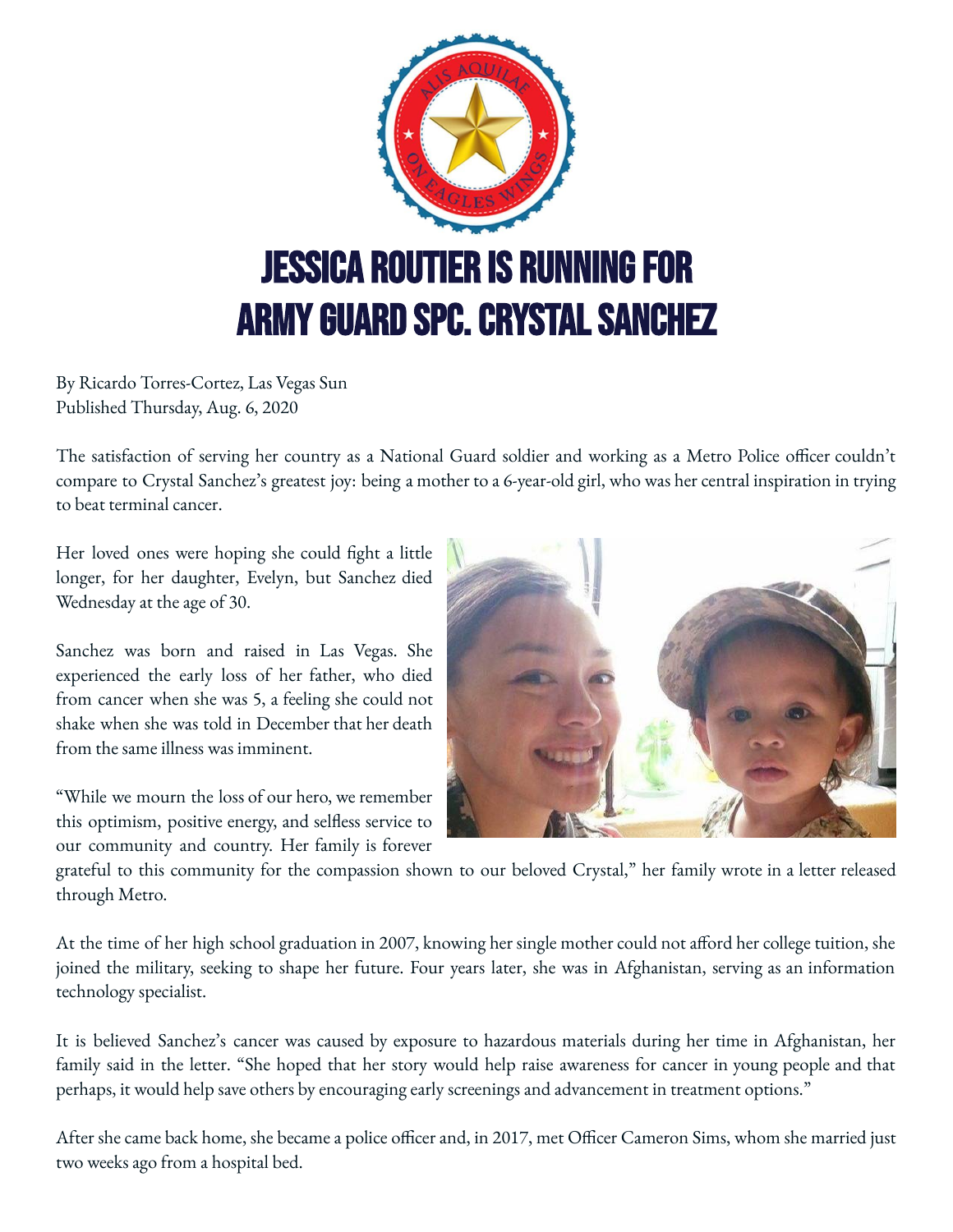# JESSICA ROUTIER IS RUNNING FOR ARMY GUARD SPC. CRYSTAL SANCHEZ

By Ricardo Torres-Cortez, Las Vegas Sun
Published Thursday, Aug. 6, 2020

The satisfaction of serving her country as a National Guard soldier and working as a Metro Police officer couldn't compare to Crystal Sanchez's greatest joy: being a mother to a 6-year-old girl, who was her central inspiration in trying to beat terminal cancer.

Her loved ones were hoping she could fight a little longer, for her daughter, Evelyn, but Sanchez died Wednesday at the age of 30.

Sanchez was born and raised in Las Vegas. She experienced the early loss of her father, who died from cancer when she was 5, a feeling she could not shake when she was told in December that her death from the same illness was imminent.

"While we mourn the loss of our hero, we remember this optimism, positive energy, and selfless service to our community and country. Her family is forever grateful to this community for the compassion shown to our beloved Crystal," her family wrote in a letter released through Metro.

At the time of her high school graduation in 2007, knowing her single mother could not afford her college tuition, she joined the military, seeking to shape her future. Four years later, she was in Afghanistan, serving as an information technology specialist.

It is believed Sanchez's cancer was caused by exposure to hazardous materials during her time in Afghanistan, her family said in the letter. "She hoped that her story would help raise awareness for cancer in young people and that perhaps, it would help save others by encouraging early screenings and advancement in treatment options."

After she came back home, she became a police officer and, in 2017, met Officer Cameron Sims, whom she married just two weeks ago from a hospital bed.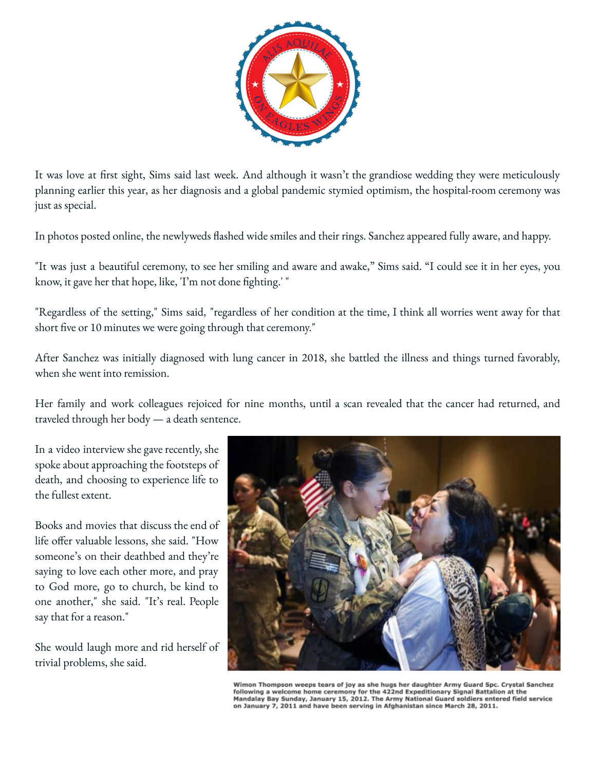It was love at first sight, Sims said last week. And although it wasn't the grandiose wedding they were meticulously planning earlier this year, as her diagnosis and a global pandemic stymied optimism, the hospital-room ceremony was just as special.

In photos posted online, the newlyweds flashed wide smiles and their rings. Sanchez appeared fully aware, and happy.

"It was just a beautiful ceremony, to see her smiling and aware and awake," Sims said. "I could see it in her eyes, you know, it gave her that hope, like, 'I'm not done fighting.' "

"Regardless of the setting," Sims said, "regardless of her condition at the time, I think all worries went away for that short five or 10 minutes we were going through that ceremony."

After Sanchez was initially diagnosed with lung cancer in 2018, she battled the illness and things turned favorably, when she went into remission.

Her family and work colleagues rejoiced for nine months, until a scan revealed that the cancer had returned, and traveled through her body — a death sentence.

In a video interview she gave recently, she spoke about approaching the footsteps of death, and choosing to experience life to the fullest extent.

Books and movies that discuss the end of life offer valuable lessons, she said. "How someone's on their deathbed and they're saying to love each other more, and pray to God more, go to church, be kind to one another," she said. "It's real. People say that for a reason."

She would laugh more and rid herself of trivial problems, she said.

Wimon Thompson weeps tears of joy as she hugs her daughter Army Guard Spc. Crystal Sanchez following a welcome home ceremony for the 422nd Expeditionary Signal Battalion at the Mandalay Bay Sunday, January 15, 2012. The Army National Guard soldiers entered field service on January 7, 2011 and have been serving in Afghanistan since March 28, 2011.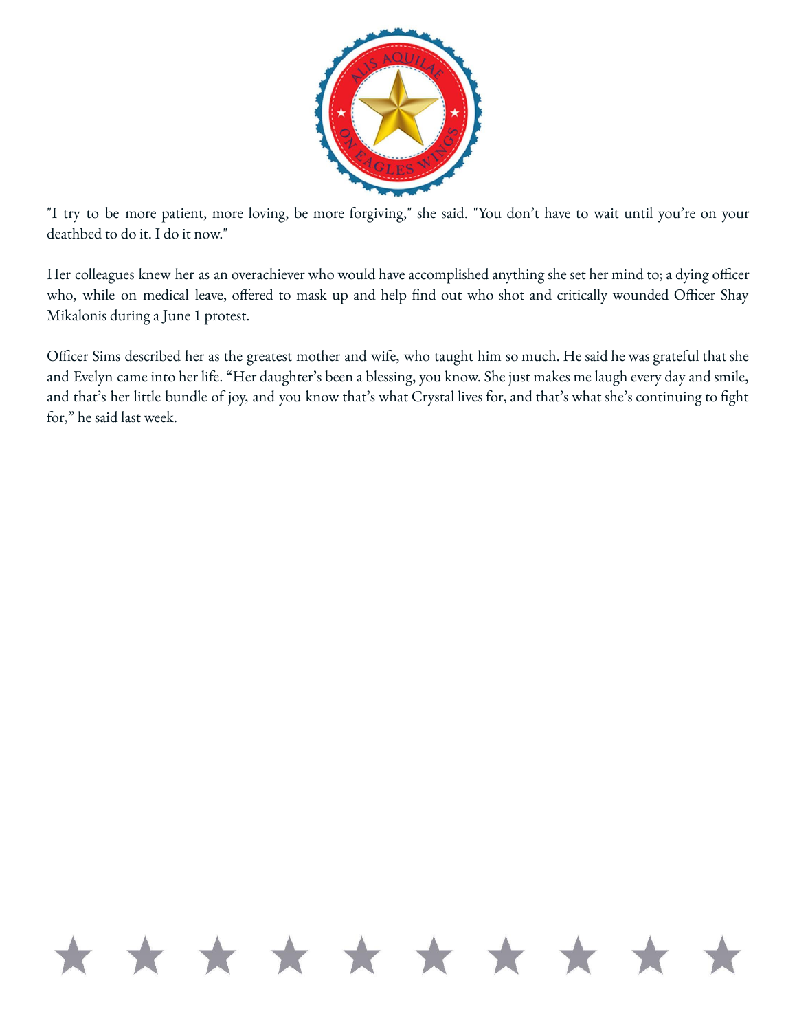"I try to be more patient, more loving, be more forgiving," she said. "You don't have to wait until you're on your deathbed to do it. I do it now."

Her colleagues knew her as an overachiever who would have accomplished anything she set her mind to; a dying officer who, while on medical leave, offered to mask up and help find out who shot and critically wounded Officer Shay Mikalonis during a June 1 protest.

Officer Sims described her as the greatest mother and wife, who taught him so much. He said he was grateful that she and Evelyn came into her life. "Her daughter's been a blessing, you know. She just makes me laugh every day and smile, and that's her little bundle of joy, and you know that's what Crystal lives for, and that's what she's continuing to fight for," he said last week.